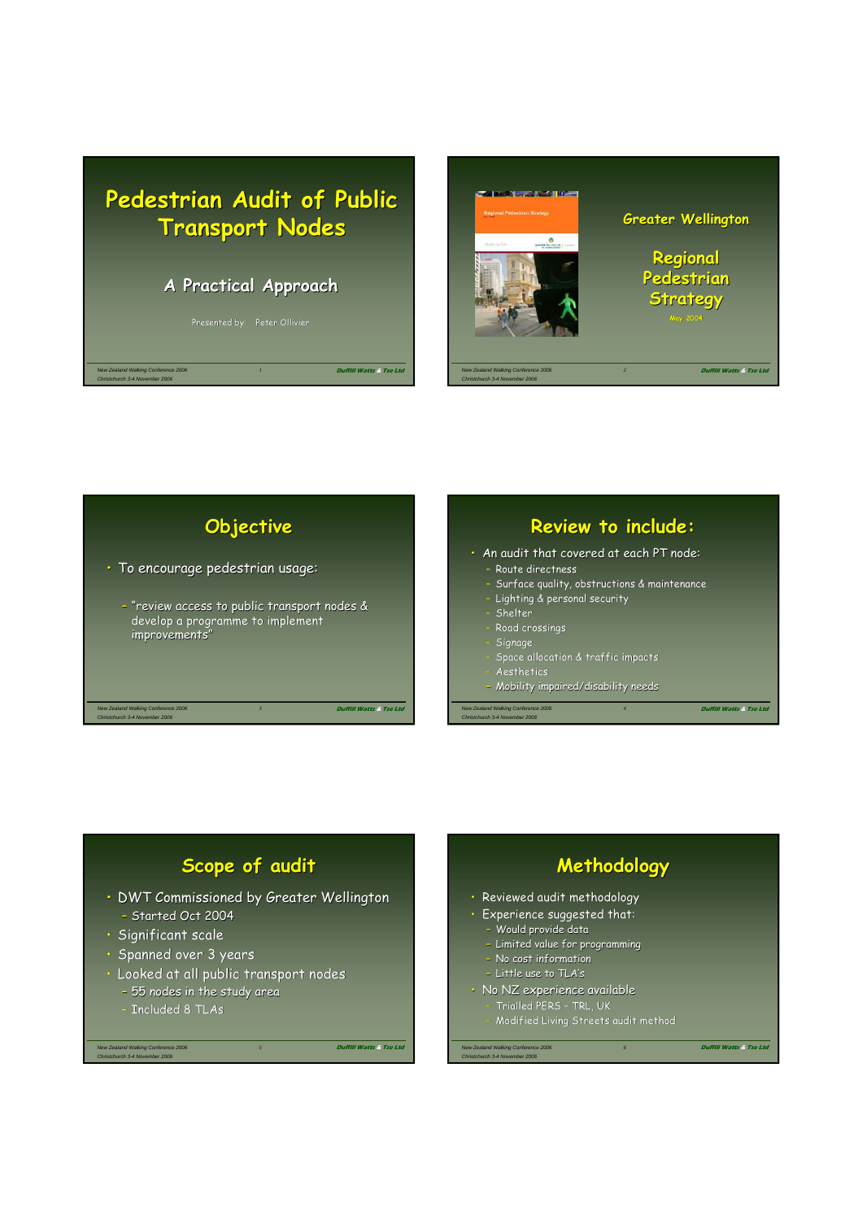# Pedestrian Audit of Public Transport Nodes

## A Practical Approach

Presented by: Peter Ollivier

---

Greater Wellington

## Regional Pedestrian Strategy

May 2004

---

## Objective

- To encourage pedestrian usage:
  - "review access to public transport nodes & develop a programme to implement improvements"

---

## Review to include:

- An audit that covered at each PT node:
  - Route directness
  - Surface quality, obstructions & maintenance
  - Lighting & personal security
  - Shelter
  - Road crossings
  - Signage
  - Space allocation & traffic impacts
  - Aesthetics
  - Mobility impaired/disability needs

---

## Scope of audit

- DWT Commissioned by Greater Wellington
  - Started Oct 2004
- Significant scale
- Spanned over 3 years
- Looked at all public transport nodes
  - 55 nodes in the study area
  - Included 8 TLAs

---

## Methodology

- Reviewed audit methodology
- Experience suggested that:
  - Would provide data
  - Limited value for programming
  - No cost information
  - Little use to TLA's
- No NZ experience available
  - Trialled PERS - TRL, UK
  - Modified Living Streets audit method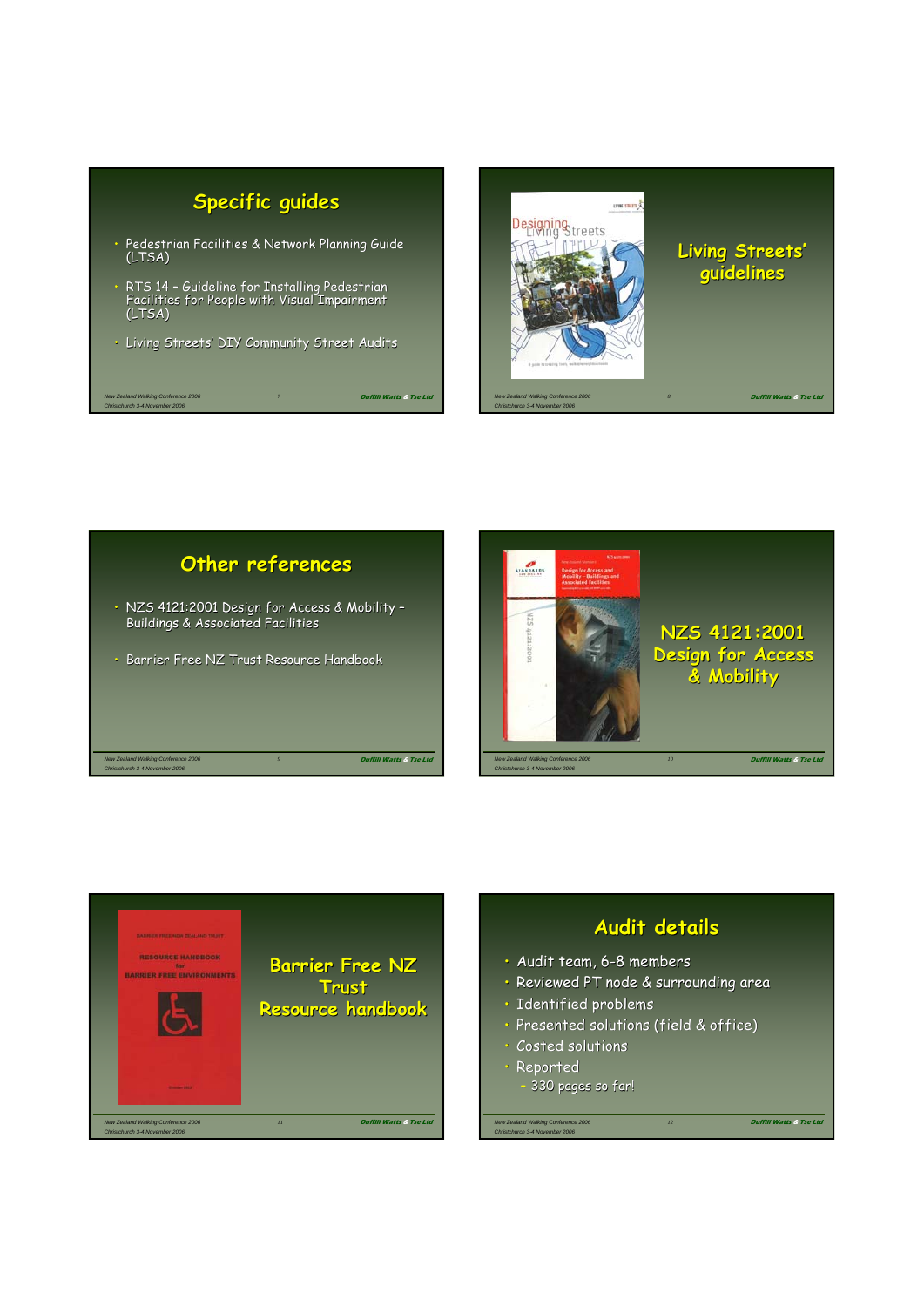## Specific guides

- Pedestrian Facilities & Network Planning Guide (LTSA)
- RTS 14 – Guideline for Installing Pedestrian Facilities for People with Visual Impairment (LTSA)
- Living Streets' DIY Community Street Audits

## Living Streets' guidelines

## Other references

- NZS 4121:2001 Design for Access & Mobility – Buildings & Associated Facilities
- Barrier Free NZ Trust Resource Handbook

## NZS 4121:2001 Design for Access & Mobility

## Barrier Free NZ Trust Resource handbook

## Audit details

- Audit team, 6-8 members
- Reviewed PT node & surrounding area
- Identified problems
- Presented solutions (field & office)
- Costed solutions
- Reported
  - 330 pages so far!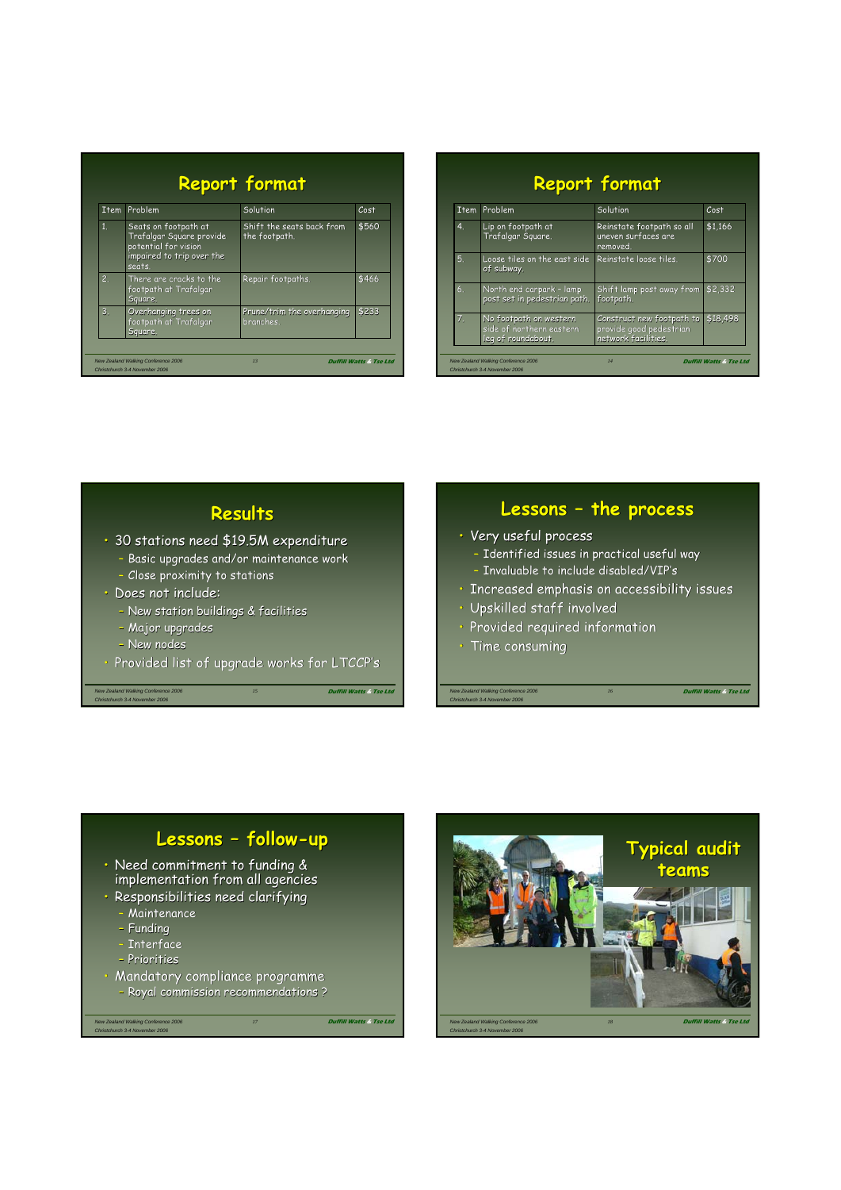## Report format

| Item | Problem | Solution | Cost |
|---|---|---|---|
| 1. | Seats on footpath at Trafalgar Square provide potential for vision impaired to trip over the seats. | Shift the seats back from the footpath. | $560 |
| 2. | There are cracks to the footpath at Trafalgar Square. | Repair footpaths. | $466 |
| 3. | Overhanging trees on footpath at Trafalgar Square. | Prune/trim the overhanging branches. | $233 |

## Report format

| Item | Problem | Solution | Cost |
|---|---|---|---|
| 4. | Lip on footpath at Trafalgar Square. | Reinstate footpath so all uneven surfaces are removed. | $1,166 |
| 5. | Loose tiles on the east side of subway. | Reinstate loose tiles. | $700 |
| 6. | North end carpark – lamp post set in pedestrian path. | Shift lamp post away from footpath. | $2,332 |
| 7. | No footpath on western side of northern eastern leg of roundabout. | Construct new footpath to provide good pedestrian network facilities. | $18,498 |

## Results

- 30 stations need $19.5M expenditure
  - Basic upgrades and/or maintenance work
  - Close proximity to stations
- Does not include:
  - New station buildings & facilities
  - Major upgrades
  - New nodes
- Provided list of upgrade works for LTCCP's

## Lessons – the process

- Very useful process
  - Identified issues in practical useful way
  - Invaluable to include disabled/VIP's
- Increased emphasis on accessibility issues
- Upskilled staff involved
- Provided required information
- Time consuming

## Lessons – follow-up

- Need commitment to funding & implementation from all agencies
- Responsibilities need clarifying
  - Maintenance
  - Funding
  - Interface
  - Priorities
- Mandatory compliance programme
  - Royal commission recommendations ?

## Typical audit teams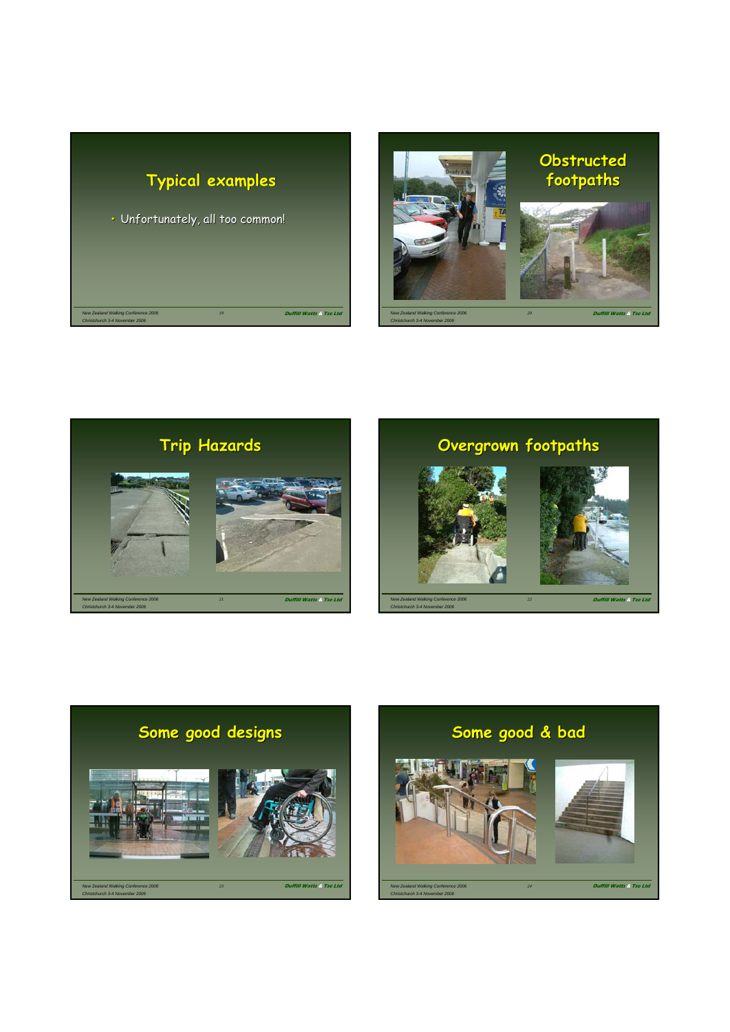## Typical examples

- Unfortunately, all too common!

## Obstructed footpaths

## Trip Hazards

## Overgrown footpaths

## Some good designs

## Some good & bad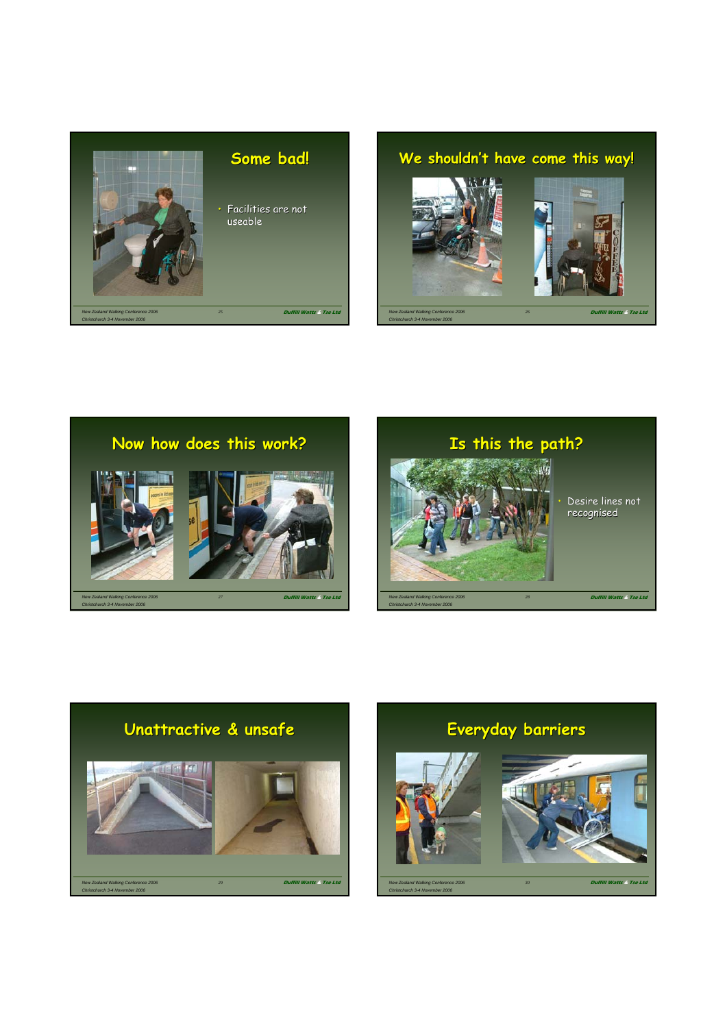## Some bad!

- Facilities are not useable

## We shouldn't have come this way!

## Now how does this work?

## Is this the path?

- Desire lines not recognised

## Unattractive & unsafe

## Everyday barriers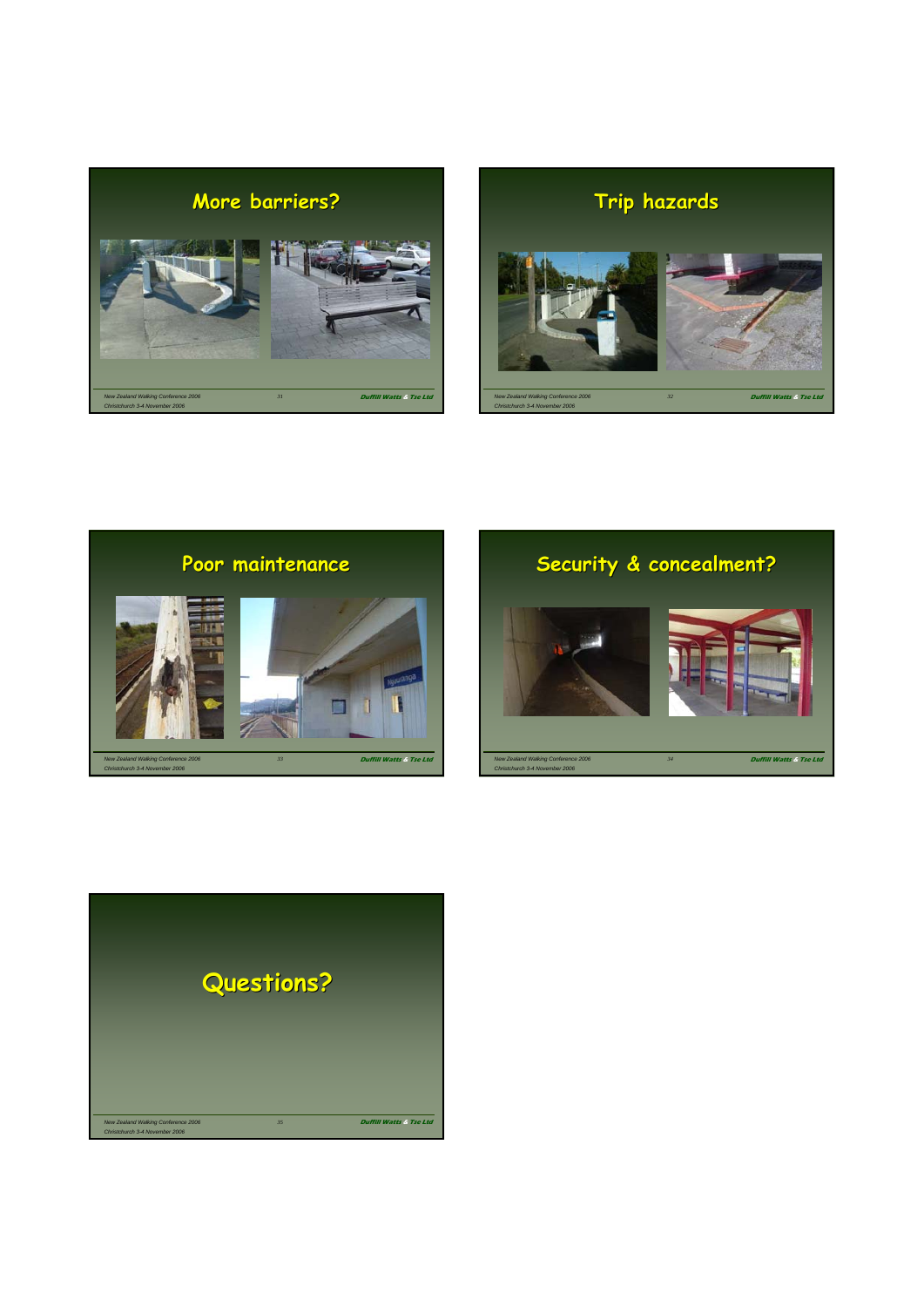## More barriers?

## Trip hazards

## Poor maintenance

## Security & concealment?

## Questions?